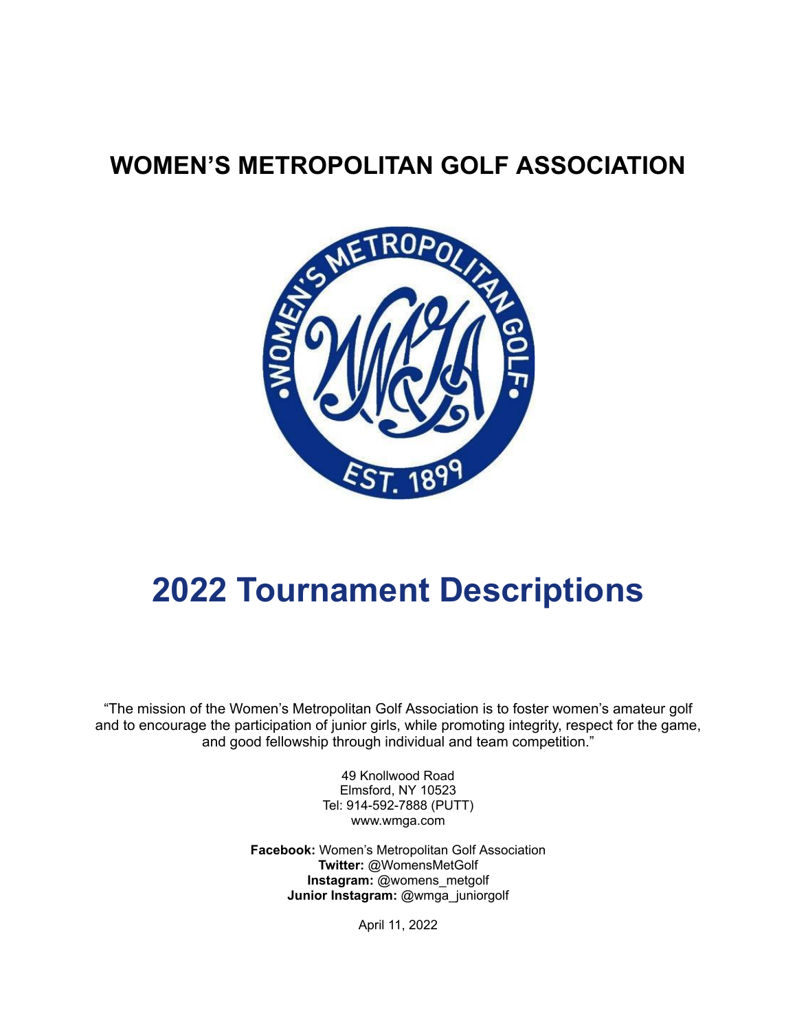# WOMEN'S METROPOLITAN GOLF ASSOCIATION

# 2022 Tournament Descriptions

"The mission of the Women's Metropolitan Golf Association is to foster women's amateur golf and to encourage the participation of junior girls, while promoting integrity, respect for the game, and good fellowship through individual and team competition."

49 Knollwood Road
Elmsford, NY 10523
Tel: 914-592-7888 (PUTT)
www.wmga.com

**Facebook:** Women's Metropolitan Golf Association
**Twitter:** @WomensMetGolf
**Instagram:** @womens_metgolf
**Junior Instagram:** @wmga_juniorgolf

April 11, 2022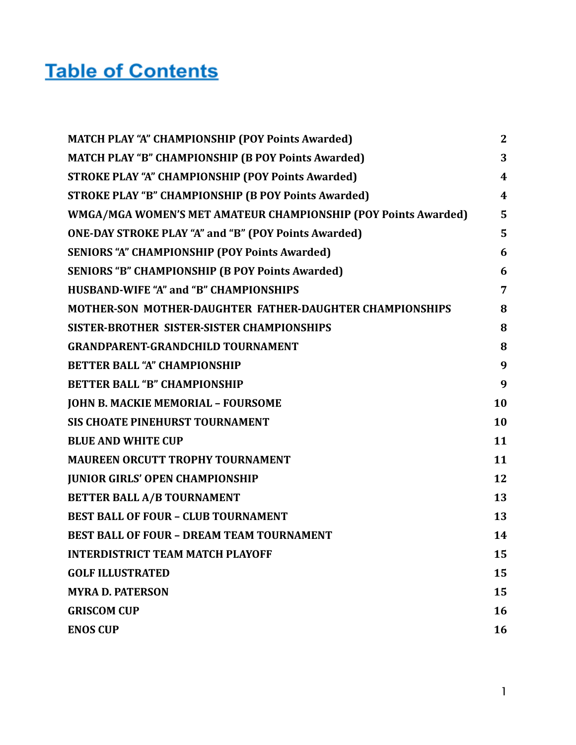# Table of Contents

| | |
|---|---|
| **MATCH PLAY "A" CHAMPIONSHIP (POY Points Awarded)** | **2** |
| **MATCH PLAY "B" CHAMPIONSHIP (B POY Points Awarded)** | **3** |
| **STROKE PLAY "A" CHAMPIONSHIP (POY Points Awarded)** | **4** |
| **STROKE PLAY "B" CHAMPIONSHIP (B POY Points Awarded)** | **4** |
| **WMGA/MGA WOMEN'S MET AMATEUR CHAMPIONSHIP (POY Points Awarded)** | **5** |
| **ONE-DAY STROKE PLAY "A" and "B" (POY Points Awarded)** | **5** |
| **SENIORS "A" CHAMPIONSHIP (POY Points Awarded)** | **6** |
| **SENIORS "B" CHAMPIONSHIP (B POY Points Awarded)** | **6** |
| **HUSBAND-WIFE "A" and "B" CHAMPIONSHIPS** | **7** |
| **MOTHER-SON MOTHER-DAUGHTER FATHER-DAUGHTER CHAMPIONSHIPS** | **8** |
| **SISTER-BROTHER SISTER-SISTER CHAMPIONSHIPS** | **8** |
| **GRANDPARENT-GRANDCHILD TOURNAMENT** | **8** |
| **BETTER BALL "A" CHAMPIONSHIP** | **9** |
| **BETTER BALL "B" CHAMPIONSHIP** | **9** |
| **JOHN B. MACKIE MEMORIAL – FOURSOME** | **10** |
| **SIS CHOATE PINEHURST TOURNAMENT** | **10** |
| **BLUE AND WHITE CUP** | **11** |
| **MAUREEN ORCUTT TROPHY TOURNAMENT** | **11** |
| **JUNIOR GIRLS' OPEN CHAMPIONSHIP** | **12** |
| **BETTER BALL A/B TOURNAMENT** | **13** |
| **BEST BALL OF FOUR – CLUB TOURNAMENT** | **13** |
| **BEST BALL OF FOUR – DREAM TEAM TOURNAMENT** | **14** |
| **INTERDISTRICT TEAM MATCH PLAYOFF** | **15** |
| **GOLF ILLUSTRATED** | **15** |
| **MYRA D. PATERSON** | **15** |
| **GRISCOM CUP** | **16** |
| **ENOS CUP** | **16** |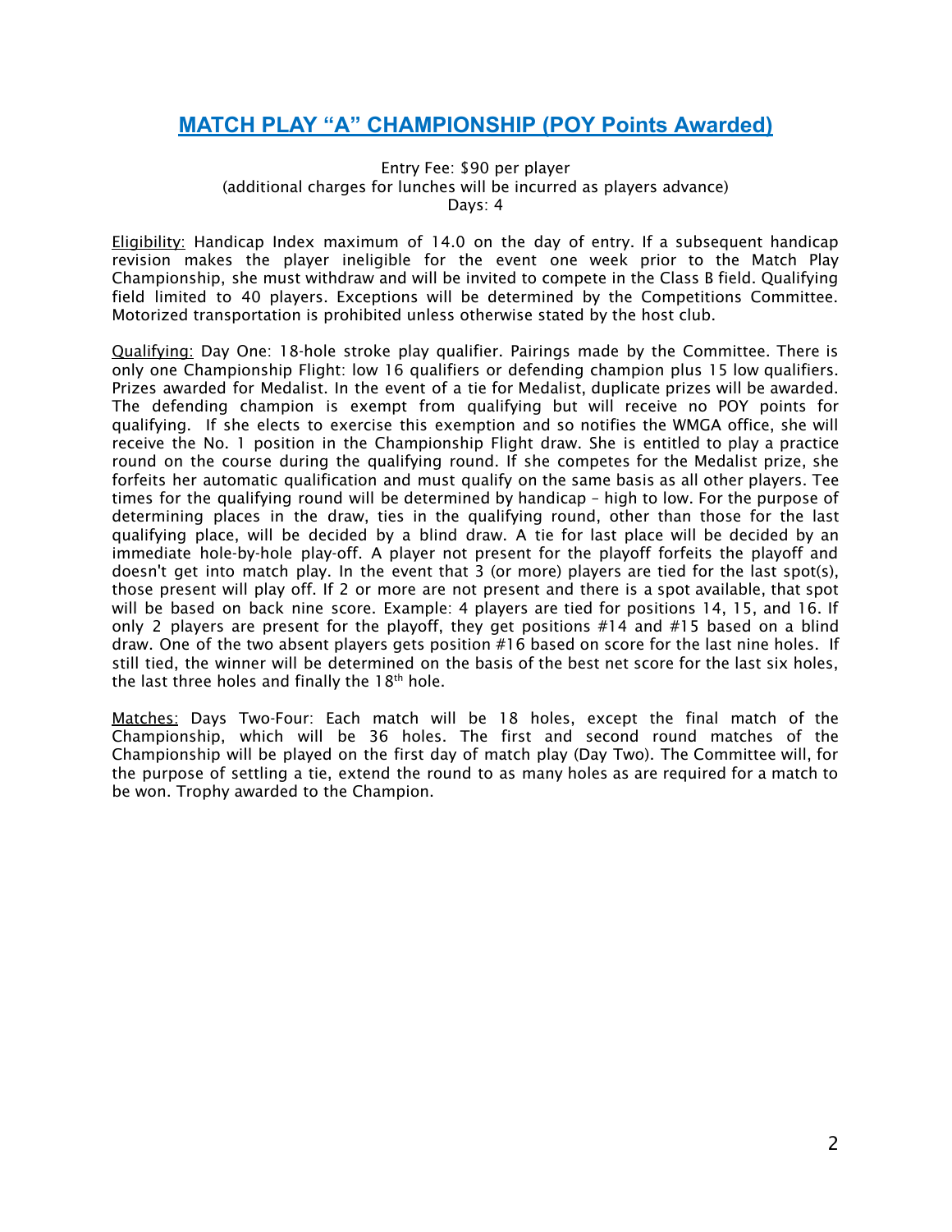## MATCH PLAY "A" CHAMPIONSHIP (POY Points Awarded)

Entry Fee: $90 per player
(additional charges for lunches will be incurred as players advance)
Days: 4

Eligibility: Handicap Index maximum of 14.0 on the day of entry. If a subsequent handicap revision makes the player ineligible for the event one week prior to the Match Play Championship, she must withdraw and will be invited to compete in the Class B field. Qualifying field limited to 40 players. Exceptions will be determined by the Competitions Committee. Motorized transportation is prohibited unless otherwise stated by the host club.

Qualifying: Day One: 18-hole stroke play qualifier. Pairings made by the Committee. There is only one Championship Flight: low 16 qualifiers or defending champion plus 15 low qualifiers. Prizes awarded for Medalist. In the event of a tie for Medalist, duplicate prizes will be awarded. The defending champion is exempt from qualifying but will receive no POY points for qualifying. If she elects to exercise this exemption and so notifies the WMGA office, she will receive the No. 1 position in the Championship Flight draw. She is entitled to play a practice round on the course during the qualifying round. If she competes for the Medalist prize, she forfeits her automatic qualification and must qualify on the same basis as all other players. Tee times for the qualifying round will be determined by handicap – high to low. For the purpose of determining places in the draw, ties in the qualifying round, other than those for the last qualifying place, will be decided by a blind draw. A tie for last place will be decided by an immediate hole-by-hole play-off. A player not present for the playoff forfeits the playoff and doesn't get into match play. In the event that 3 (or more) players are tied for the last spot(s), those present will play off. If 2 or more are not present and there is a spot available, that spot will be based on back nine score. Example: 4 players are tied for positions 14, 15, and 16. If only 2 players are present for the playoff, they get positions #14 and #15 based on a blind draw. One of the two absent players gets position #16 based on score for the last nine holes. If still tied, the winner will be determined on the basis of the best net score for the last six holes, the last three holes and finally the 18th hole.

Matches: Days Two-Four: Each match will be 18 holes, except the final match of the Championship, which will be 36 holes. The first and second round matches of the Championship will be played on the first day of match play (Day Two). The Committee will, for the purpose of settling a tie, extend the round to as many holes as are required for a match to be won. Trophy awarded to the Champion.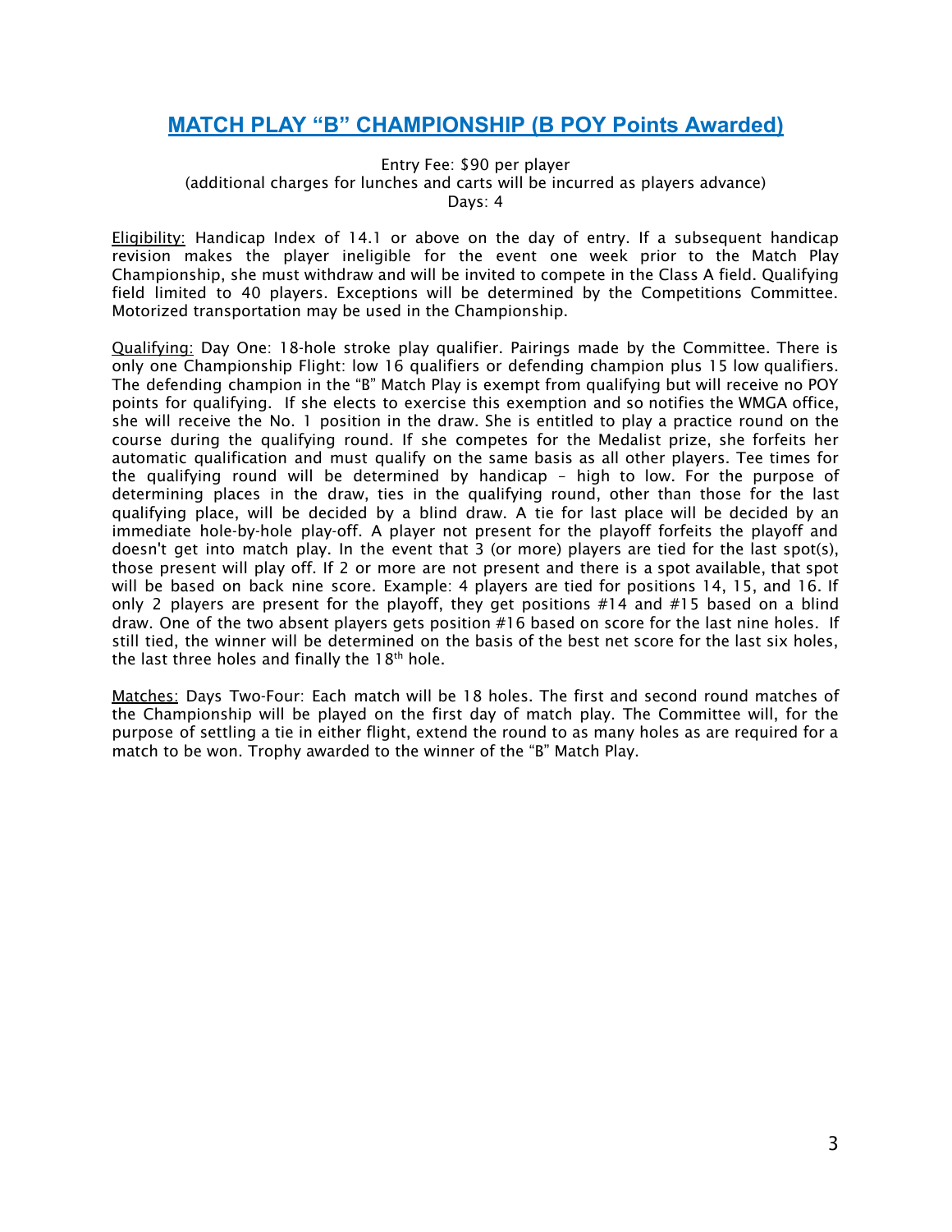## MATCH PLAY "B" CHAMPIONSHIP (B POY Points Awarded)

Entry Fee: $90 per player
(additional charges for lunches and carts will be incurred as players advance)
Days: 4

Eligibility: Handicap Index of 14.1 or above on the day of entry. If a subsequent handicap revision makes the player ineligible for the event one week prior to the Match Play Championship, she must withdraw and will be invited to compete in the Class A field. Qualifying field limited to 40 players. Exceptions will be determined by the Competitions Committee. Motorized transportation may be used in the Championship.

Qualifying: Day One: 18-hole stroke play qualifier. Pairings made by the Committee. There is only one Championship Flight: low 16 qualifiers or defending champion plus 15 low qualifiers. The defending champion in the "B" Match Play is exempt from qualifying but will receive no POY points for qualifying. If she elects to exercise this exemption and so notifies the WMGA office, she will receive the No. 1 position in the draw. She is entitled to play a practice round on the course during the qualifying round. If she competes for the Medalist prize, she forfeits her automatic qualification and must qualify on the same basis as all other players. Tee times for the qualifying round will be determined by handicap – high to low. For the purpose of determining places in the draw, ties in the qualifying round, other than those for the last qualifying place, will be decided by a blind draw. A tie for last place will be decided by an immediate hole-by-hole play-off. A player not present for the playoff forfeits the playoff and doesn't get into match play. In the event that 3 (or more) players are tied for the last spot(s), those present will play off. If 2 or more are not present and there is a spot available, that spot will be based on back nine score. Example: 4 players are tied for positions 14, 15, and 16. If only 2 players are present for the playoff, they get positions #14 and #15 based on a blind draw. One of the two absent players gets position #16 based on score for the last nine holes. If still tied, the winner will be determined on the basis of the best net score for the last six holes, the last three holes and finally the 18th hole.

Matches: Days Two-Four: Each match will be 18 holes. The first and second round matches of the Championship will be played on the first day of match play. The Committee will, for the purpose of settling a tie in either flight, extend the round to as many holes as are required for a match to be won. Trophy awarded to the winner of the "B" Match Play.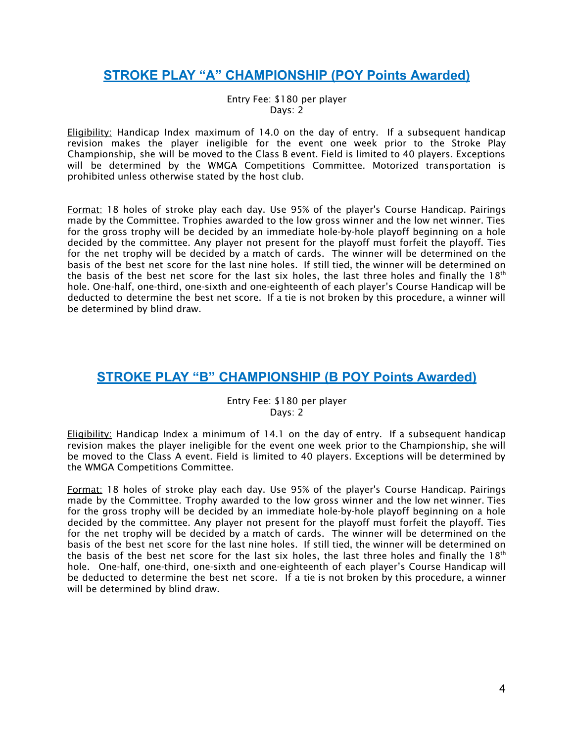## STROKE PLAY "A" CHAMPIONSHIP (POY Points Awarded)

Entry Fee: $180 per player
Days: 2

Eligibility: Handicap Index maximum of 14.0 on the day of entry. If a subsequent handicap revision makes the player ineligible for the event one week prior to the Stroke Play Championship, she will be moved to the Class B event. Field is limited to 40 players. Exceptions will be determined by the WMGA Competitions Committee. Motorized transportation is prohibited unless otherwise stated by the host club.

Format: 18 holes of stroke play each day. Use 95% of the player's Course Handicap. Pairings made by the Committee. Trophies awarded to the low gross winner and the low net winner. Ties for the gross trophy will be decided by an immediate hole-by-hole playoff beginning on a hole decided by the committee. Any player not present for the playoff must forfeit the playoff. Ties for the net trophy will be decided by a match of cards. The winner will be determined on the basis of the best net score for the last nine holes. If still tied, the winner will be determined on the basis of the best net score for the last six holes, the last three holes and finally the 18th hole. One-half, one-third, one-sixth and one-eighteenth of each player's Course Handicap will be deducted to determine the best net score. If a tie is not broken by this procedure, a winner will be determined by blind draw.

## STROKE PLAY "B" CHAMPIONSHIP (B POY Points Awarded)

Entry Fee: $180 per player
Days: 2

Eligibility: Handicap Index a minimum of 14.1 on the day of entry. If a subsequent handicap revision makes the player ineligible for the event one week prior to the Championship, she will be moved to the Class A event. Field is limited to 40 players. Exceptions will be determined by the WMGA Competitions Committee.

Format: 18 holes of stroke play each day. Use 95% of the player's Course Handicap. Pairings made by the Committee. Trophy awarded to the low gross winner and the low net winner. Ties for the gross trophy will be decided by an immediate hole-by-hole playoff beginning on a hole decided by the committee. Any player not present for the playoff must forfeit the playoff. Ties for the net trophy will be decided by a match of cards. The winner will be determined on the basis of the best net score for the last nine holes. If still tied, the winner will be determined on the basis of the best net score for the last six holes, the last three holes and finally the 18th hole. One-half, one-third, one-sixth and one-eighteenth of each player's Course Handicap will be deducted to determine the best net score. If a tie is not broken by this procedure, a winner will be determined by blind draw.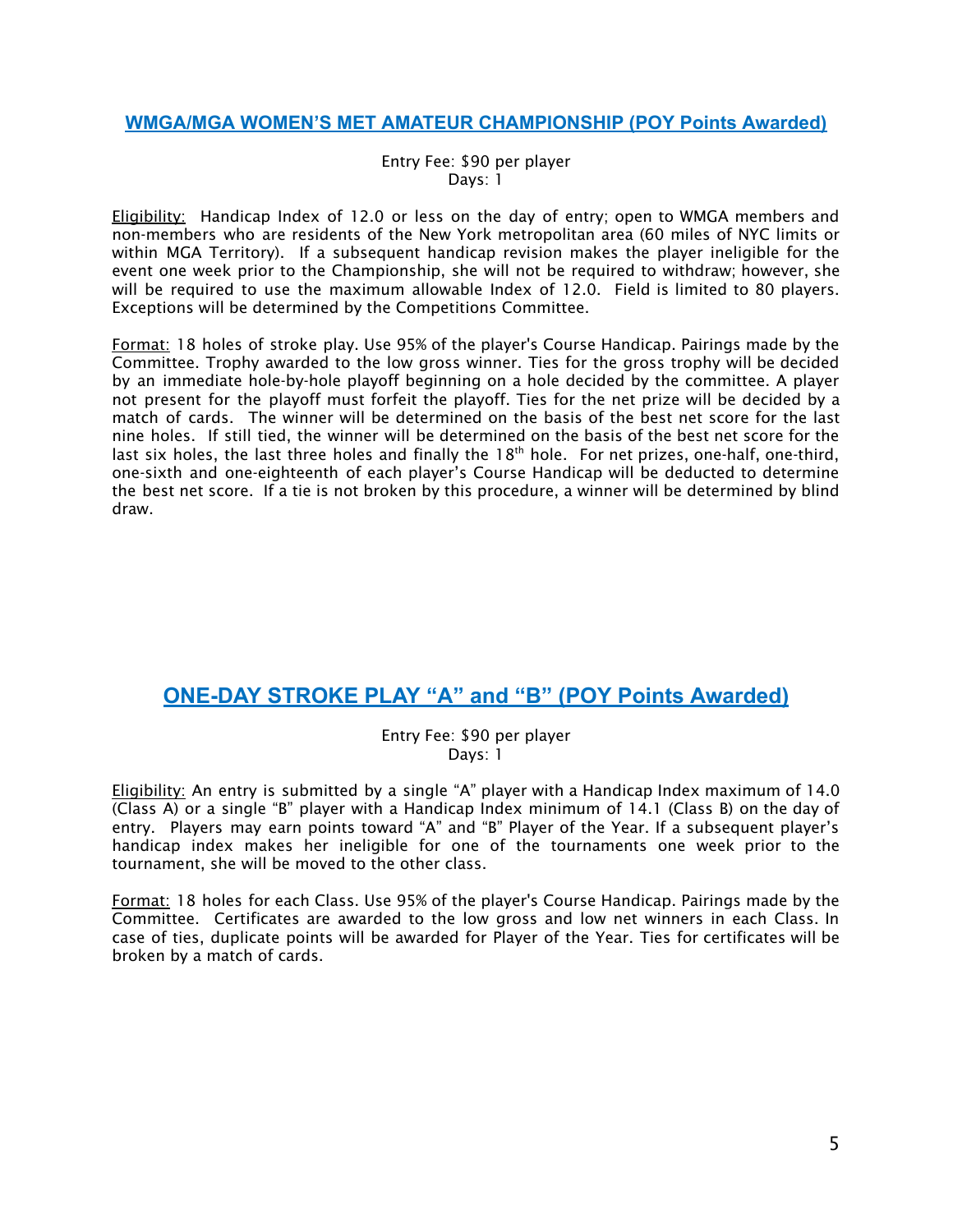## WMGA/MGA WOMEN'S MET AMATEUR CHAMPIONSHIP (POY Points Awarded)

Entry Fee: $90 per player
Days: 1

Eligibility: Handicap Index of 12.0 or less on the day of entry; open to WMGA members and non-members who are residents of the New York metropolitan area (60 miles of NYC limits or within MGA Territory). If a subsequent handicap revision makes the player ineligible for the event one week prior to the Championship, she will not be required to withdraw; however, she will be required to use the maximum allowable Index of 12.0. Field is limited to 80 players. Exceptions will be determined by the Competitions Committee.

Format: 18 holes of stroke play. Use 95% of the player's Course Handicap. Pairings made by the Committee. Trophy awarded to the low gross winner. Ties for the gross trophy will be decided by an immediate hole-by-hole playoff beginning on a hole decided by the committee. A player not present for the playoff must forfeit the playoff. Ties for the net prize will be decided by a match of cards. The winner will be determined on the basis of the best net score for the last nine holes. If still tied, the winner will be determined on the basis of the best net score for the last six holes, the last three holes and finally the 18th hole. For net prizes, one-half, one-third, one-sixth and one-eighteenth of each player's Course Handicap will be deducted to determine the best net score. If a tie is not broken by this procedure, a winner will be determined by blind draw.

## ONE-DAY STROKE PLAY "A" and "B" (POY Points Awarded)

Entry Fee: $90 per player
Days: 1

Eligibility: An entry is submitted by a single "A" player with a Handicap Index maximum of 14.0 (Class A) or a single "B" player with a Handicap Index minimum of 14.1 (Class B) on the day of entry. Players may earn points toward "A" and "B" Player of the Year. If a subsequent player's handicap index makes her ineligible for one of the tournaments one week prior to the tournament, she will be moved to the other class.

Format: 18 holes for each Class. Use 95% of the player's Course Handicap. Pairings made by the Committee. Certificates are awarded to the low gross and low net winners in each Class. In case of ties, duplicate points will be awarded for Player of the Year. Ties for certificates will be broken by a match of cards.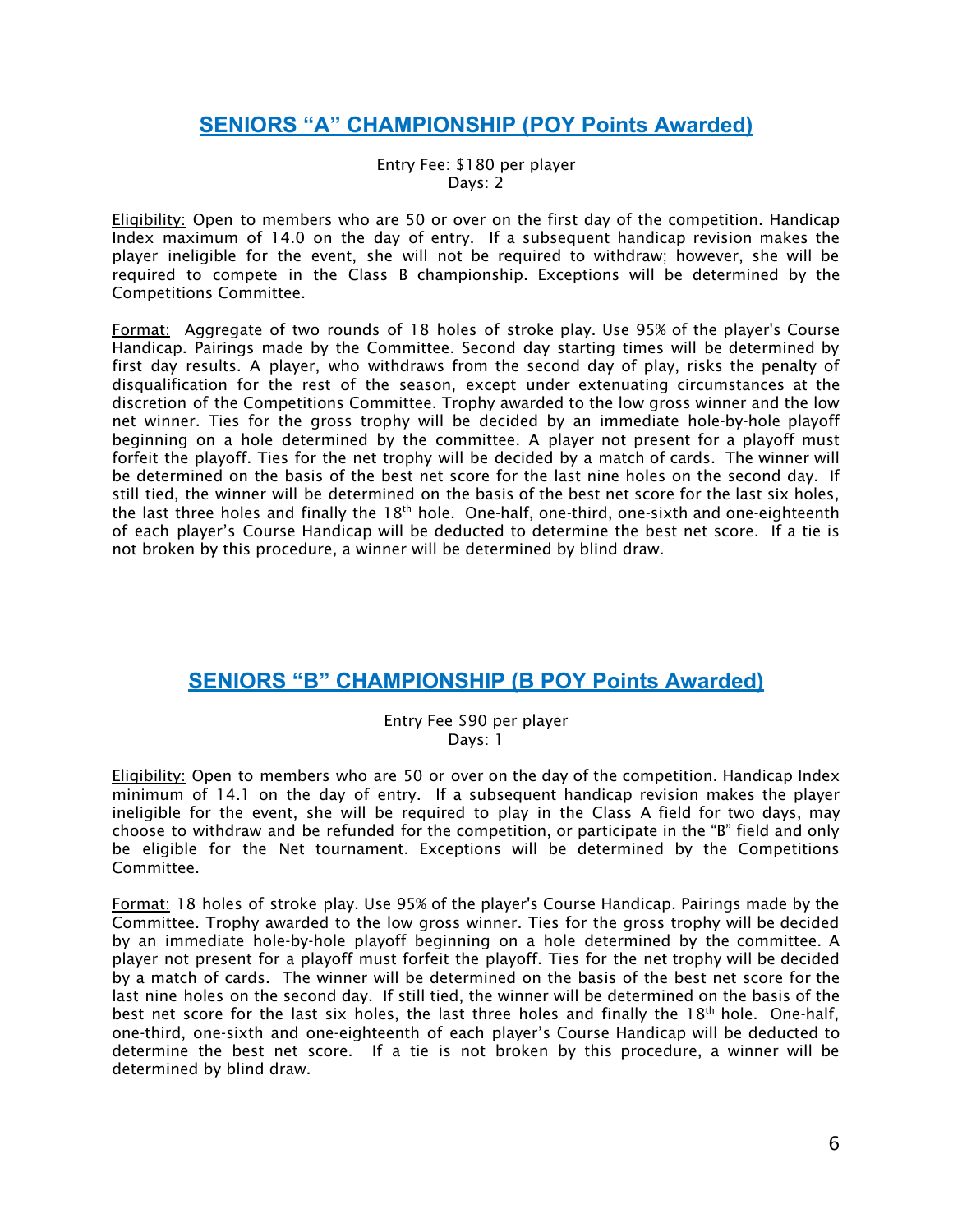## SENIORS “A” CHAMPIONSHIP (POY Points Awarded)

Entry Fee: $180 per player
Days: 2

Eligibility: Open to members who are 50 or over on the first day of the competition. Handicap Index maximum of 14.0 on the day of entry. If a subsequent handicap revision makes the player ineligible for the event, she will not be required to withdraw; however, she will be required to compete in the Class B championship. Exceptions will be determined by the Competitions Committee.

Format: Aggregate of two rounds of 18 holes of stroke play. Use 95% of the player's Course Handicap. Pairings made by the Committee. Second day starting times will be determined by first day results. A player, who withdraws from the second day of play, risks the penalty of disqualification for the rest of the season, except under extenuating circumstances at the discretion of the Competitions Committee. Trophy awarded to the low gross winner and the low net winner. Ties for the gross trophy will be decided by an immediate hole-by-hole playoff beginning on a hole determined by the committee. A player not present for a playoff must forfeit the playoff. Ties for the net trophy will be decided by a match of cards. The winner will be determined on the basis of the best net score for the last nine holes on the second day. If still tied, the winner will be determined on the basis of the best net score for the last six holes, the last three holes and finally the 18th hole. One-half, one-third, one-sixth and one-eighteenth of each player’s Course Handicap will be deducted to determine the best net score. If a tie is not broken by this procedure, a winner will be determined by blind draw.

## SENIORS “B” CHAMPIONSHIP (B POY Points Awarded)

Entry Fee $90 per player
Days: 1

Eligibility: Open to members who are 50 or over on the day of the competition. Handicap Index minimum of 14.1 on the day of entry. If a subsequent handicap revision makes the player ineligible for the event, she will be required to play in the Class A field for two days, may choose to withdraw and be refunded for the competition, or participate in the “B” field and only be eligible for the Net tournament. Exceptions will be determined by the Competitions Committee.

Format: 18 holes of stroke play. Use 95% of the player's Course Handicap. Pairings made by the Committee. Trophy awarded to the low gross winner. Ties for the gross trophy will be decided by an immediate hole-by-hole playoff beginning on a hole determined by the committee. A player not present for a playoff must forfeit the playoff. Ties for the net trophy will be decided by a match of cards. The winner will be determined on the basis of the best net score for the last nine holes on the second day. If still tied, the winner will be determined on the basis of the best net score for the last six holes, the last three holes and finally the 18th hole. One-half, one-third, one-sixth and one-eighteenth of each player’s Course Handicap will be deducted to determine the best net score. If a tie is not broken by this procedure, a winner will be determined by blind draw.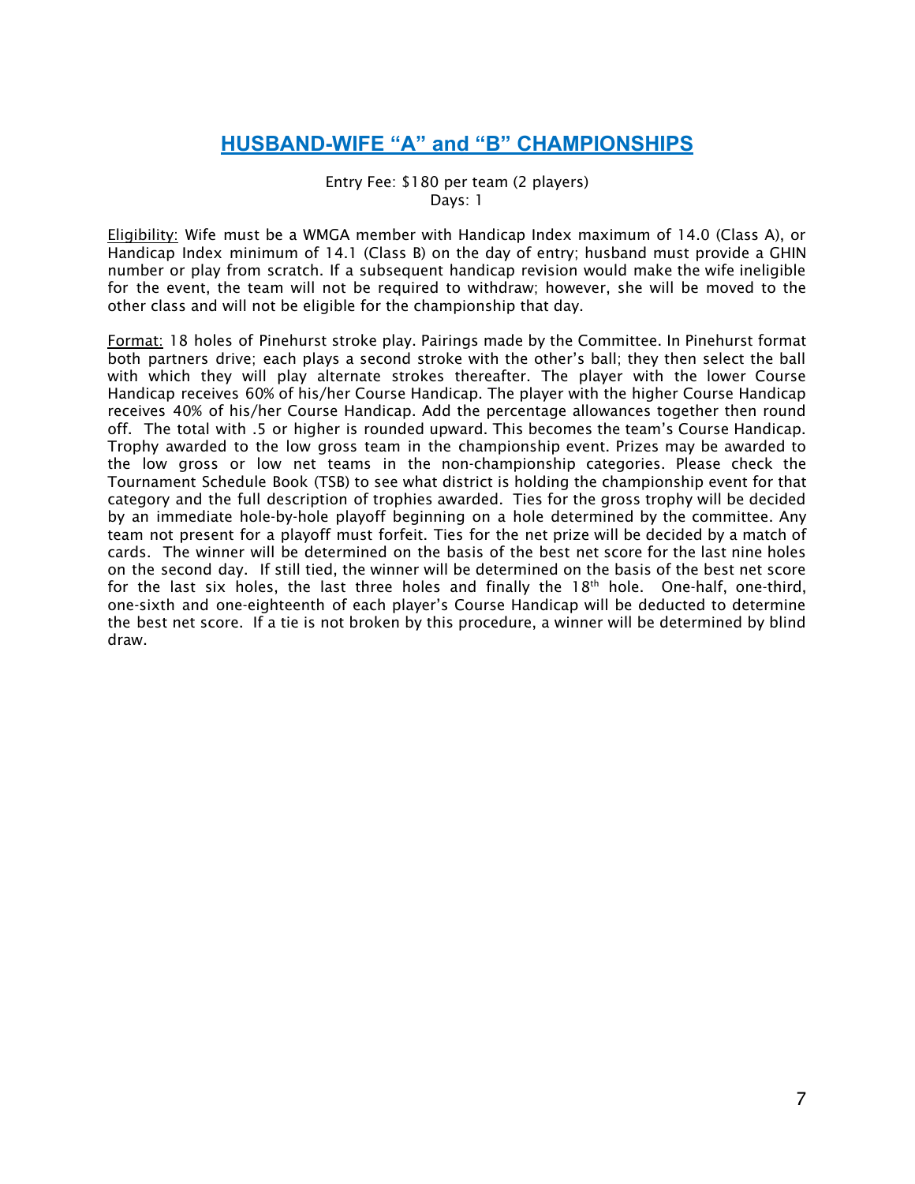## HUSBAND-WIFE "A" and "B" CHAMPIONSHIPS

Entry Fee: $180 per team (2 players)
Days: 1

Eligibility: Wife must be a WMGA member with Handicap Index maximum of 14.0 (Class A), or Handicap Index minimum of 14.1 (Class B) on the day of entry; husband must provide a GHIN number or play from scratch. If a subsequent handicap revision would make the wife ineligible for the event, the team will not be required to withdraw; however, she will be moved to the other class and will not be eligible for the championship that day.

Format: 18 holes of Pinehurst stroke play. Pairings made by the Committee. In Pinehurst format both partners drive; each plays a second stroke with the other's ball; they then select the ball with which they will play alternate strokes thereafter. The player with the lower Course Handicap receives 60% of his/her Course Handicap. The player with the higher Course Handicap receives 40% of his/her Course Handicap. Add the percentage allowances together then round off. The total with .5 or higher is rounded upward. This becomes the team's Course Handicap. Trophy awarded to the low gross team in the championship event. Prizes may be awarded to the low gross or low net teams in the non-championship categories. Please check the Tournament Schedule Book (TSB) to see what district is holding the championship event for that category and the full description of trophies awarded. Ties for the gross trophy will be decided by an immediate hole-by-hole playoff beginning on a hole determined by the committee. Any team not present for a playoff must forfeit. Ties for the net prize will be decided by a match of cards. The winner will be determined on the basis of the best net score for the last nine holes on the second day. If still tied, the winner will be determined on the basis of the best net score for the last six holes, the last three holes and finally the 18th hole. One-half, one-third, one-sixth and one-eighteenth of each player's Course Handicap will be deducted to determine the best net score. If a tie is not broken by this procedure, a winner will be determined by blind draw.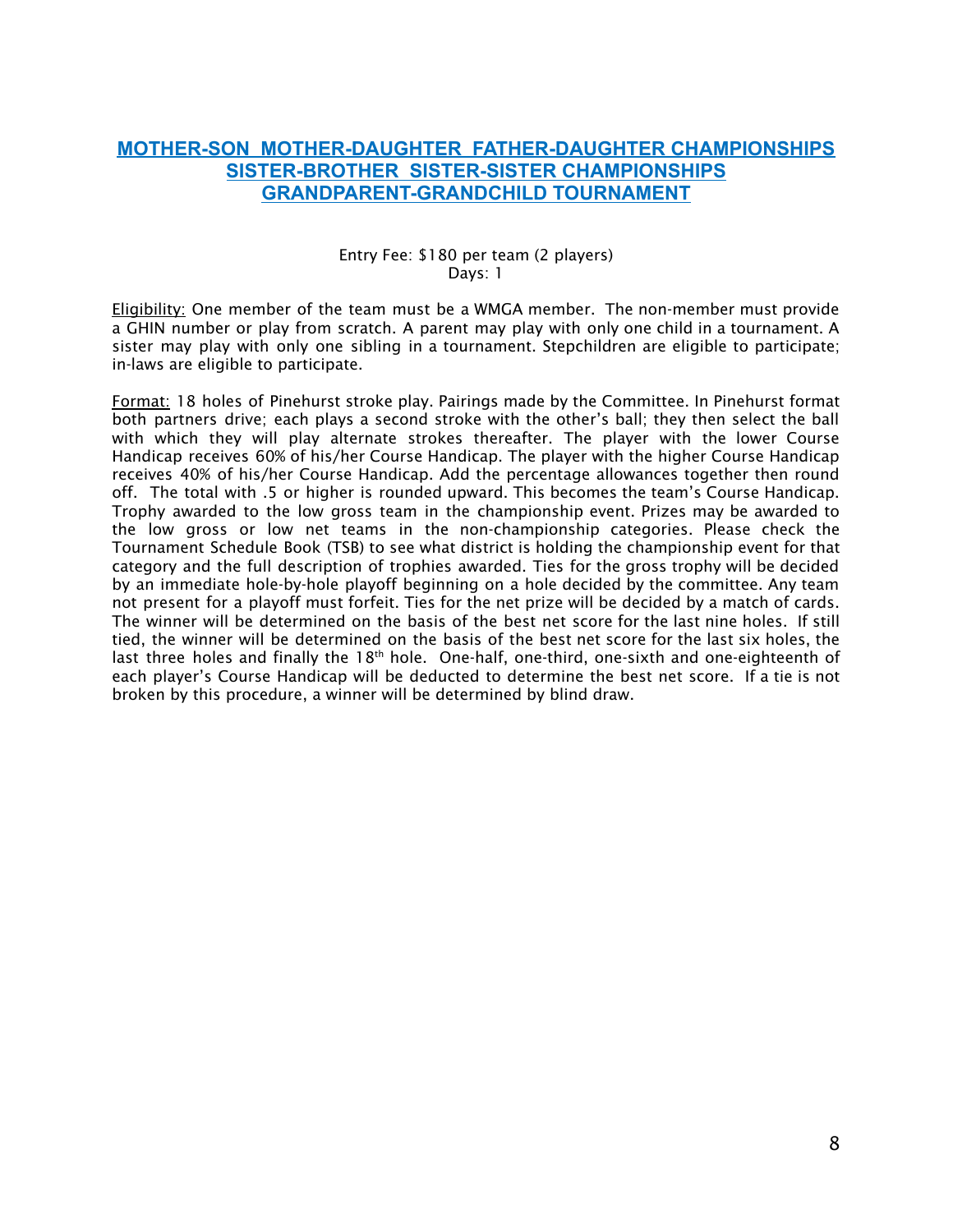## MOTHER-SON MOTHER-DAUGHTER FATHER-DAUGHTER CHAMPIONSHIPS
## SISTER-BROTHER SISTER-SISTER CHAMPIONSHIPS
## GRANDPARENT-GRANDCHILD TOURNAMENT

Entry Fee: $180 per team (2 players)
Days: 1

Eligibility: One member of the team must be a WMGA member. The non-member must provide a GHIN number or play from scratch. A parent may play with only one child in a tournament. A sister may play with only one sibling in a tournament. Stepchildren are eligible to participate; in-laws are eligible to participate.

Format: 18 holes of Pinehurst stroke play. Pairings made by the Committee. In Pinehurst format both partners drive; each plays a second stroke with the other's ball; they then select the ball with which they will play alternate strokes thereafter. The player with the lower Course Handicap receives 60% of his/her Course Handicap. The player with the higher Course Handicap receives 40% of his/her Course Handicap. Add the percentage allowances together then round off. The total with .5 or higher is rounded upward. This becomes the team's Course Handicap. Trophy awarded to the low gross team in the championship event. Prizes may be awarded to the low gross or low net teams in the non-championship categories. Please check the Tournament Schedule Book (TSB) to see what district is holding the championship event for that category and the full description of trophies awarded. Ties for the gross trophy will be decided by an immediate hole-by-hole playoff beginning on a hole decided by the committee. Any team not present for a playoff must forfeit. Ties for the net prize will be decided by a match of cards. The winner will be determined on the basis of the best net score for the last nine holes. If still tied, the winner will be determined on the basis of the best net score for the last six holes, the last three holes and finally the 18th hole. One-half, one-third, one-sixth and one-eighteenth of each player's Course Handicap will be deducted to determine the best net score. If a tie is not broken by this procedure, a winner will be determined by blind draw.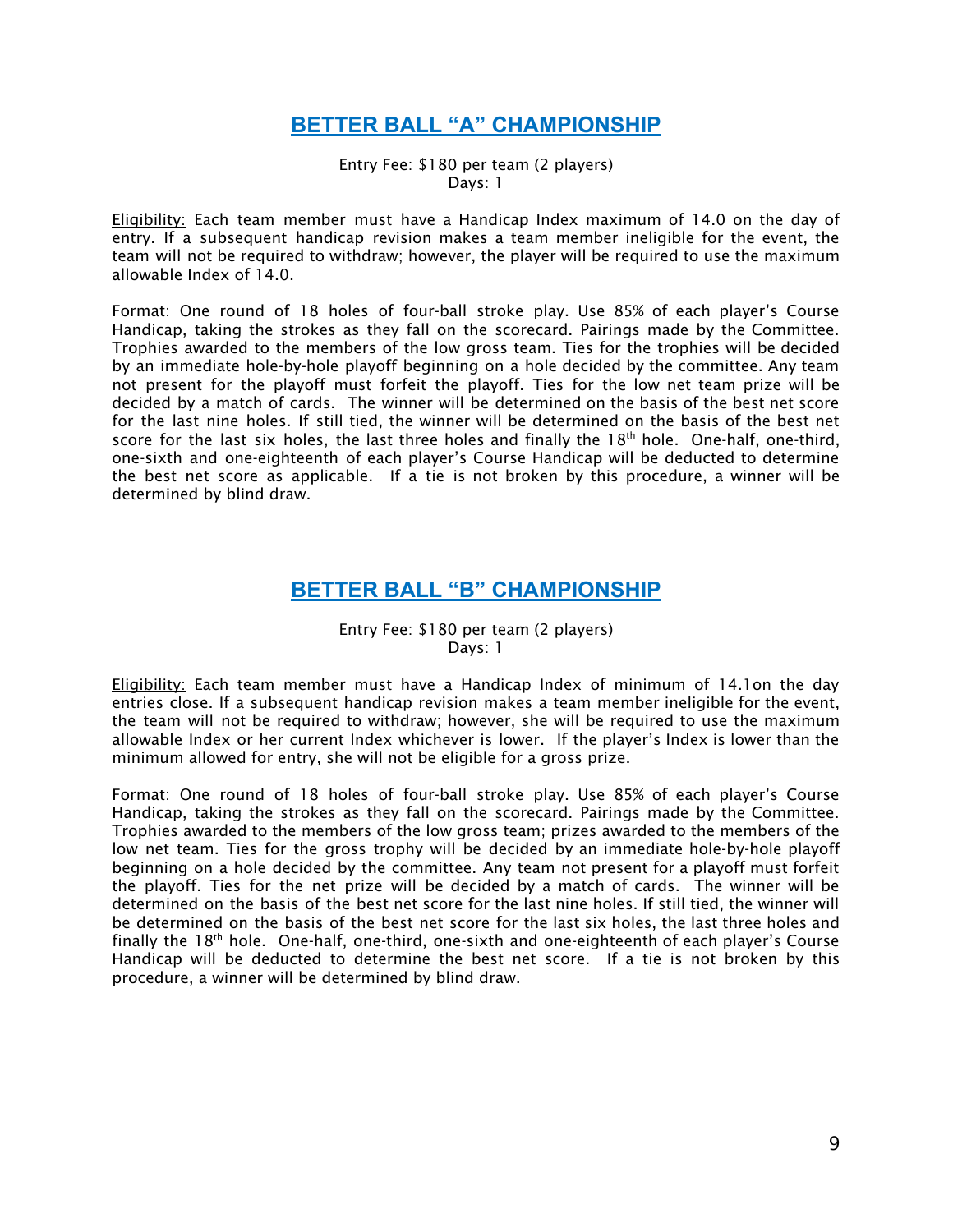## BETTER BALL "A" CHAMPIONSHIP

Entry Fee: $180 per team (2 players)
Days: 1

Eligibility: Each team member must have a Handicap Index maximum of 14.0 on the day of entry. If a subsequent handicap revision makes a team member ineligible for the event, the team will not be required to withdraw; however, the player will be required to use the maximum allowable Index of 14.0.

Format: One round of 18 holes of four-ball stroke play. Use 85% of each player's Course Handicap, taking the strokes as they fall on the scorecard. Pairings made by the Committee. Trophies awarded to the members of the low gross team. Ties for the trophies will be decided by an immediate hole-by-hole playoff beginning on a hole decided by the committee. Any team not present for the playoff must forfeit the playoff. Ties for the low net team prize will be decided by a match of cards. The winner will be determined on the basis of the best net score for the last nine holes. If still tied, the winner will be determined on the basis of the best net score for the last six holes, the last three holes and finally the 18th hole. One-half, one-third, one-sixth and one-eighteenth of each player's Course Handicap will be deducted to determine the best net score as applicable. If a tie is not broken by this procedure, a winner will be determined by blind draw.

## BETTER BALL "B" CHAMPIONSHIP

Entry Fee: $180 per team (2 players)
Days: 1

Eligibility: Each team member must have a Handicap Index of minimum of 14.1on the day entries close. If a subsequent handicap revision makes a team member ineligible for the event, the team will not be required to withdraw; however, she will be required to use the maximum allowable Index or her current Index whichever is lower. If the player's Index is lower than the minimum allowed for entry, she will not be eligible for a gross prize.

Format: One round of 18 holes of four-ball stroke play. Use 85% of each player's Course Handicap, taking the strokes as they fall on the scorecard. Pairings made by the Committee. Trophies awarded to the members of the low gross team; prizes awarded to the members of the low net team. Ties for the gross trophy will be decided by an immediate hole-by-hole playoff beginning on a hole decided by the committee. Any team not present for a playoff must forfeit the playoff. Ties for the net prize will be decided by a match of cards. The winner will be determined on the basis of the best net score for the last nine holes. If still tied, the winner will be determined on the basis of the best net score for the last six holes, the last three holes and finally the 18th hole. One-half, one-third, one-sixth and one-eighteenth of each player's Course Handicap will be deducted to determine the best net score. If a tie is not broken by this procedure, a winner will be determined by blind draw.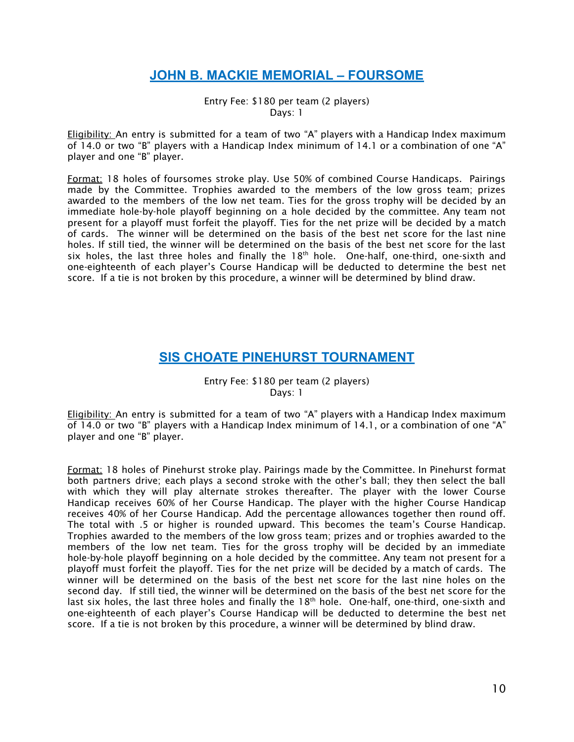## JOHN B. MACKIE MEMORIAL – FOURSOME

Entry Fee: $180 per team (2 players)
Days: 1

Eligibility: An entry is submitted for a team of two "A" players with a Handicap Index maximum of 14.0 or two "B" players with a Handicap Index minimum of 14.1 or a combination of one "A" player and one "B" player.

Format: 18 holes of foursomes stroke play. Use 50% of combined Course Handicaps. Pairings made by the Committee. Trophies awarded to the members of the low gross team; prizes awarded to the members of the low net team. Ties for the gross trophy will be decided by an immediate hole-by-hole playoff beginning on a hole decided by the committee. Any team not present for a playoff must forfeit the playoff. Ties for the net prize will be decided by a match of cards. The winner will be determined on the basis of the best net score for the last nine holes. If still tied, the winner will be determined on the basis of the best net score for the last six holes, the last three holes and finally the 18th hole. One-half, one-third, one-sixth and one-eighteenth of each player's Course Handicap will be deducted to determine the best net score. If a tie is not broken by this procedure, a winner will be determined by blind draw.

## SIS CHOATE PINEHURST TOURNAMENT

Entry Fee: $180 per team (2 players)
Days: 1

Eligibility: An entry is submitted for a team of two "A" players with a Handicap Index maximum of 14.0 or two "B" players with a Handicap Index minimum of 14.1, or a combination of one "A" player and one "B" player.

Format: 18 holes of Pinehurst stroke play. Pairings made by the Committee. In Pinehurst format both partners drive; each plays a second stroke with the other's ball; they then select the ball with which they will play alternate strokes thereafter. The player with the lower Course Handicap receives 60% of her Course Handicap. The player with the higher Course Handicap receives 40% of her Course Handicap. Add the percentage allowances together then round off. The total with .5 or higher is rounded upward. This becomes the team's Course Handicap. Trophies awarded to the members of the low gross team; prizes and or trophies awarded to the members of the low net team. Ties for the gross trophy will be decided by an immediate hole-by-hole playoff beginning on a hole decided by the committee. Any team not present for a playoff must forfeit the playoff. Ties for the net prize will be decided by a match of cards. The winner will be determined on the basis of the best net score for the last nine holes on the second day. If still tied, the winner will be determined on the basis of the best net score for the last six holes, the last three holes and finally the 18th hole. One-half, one-third, one-sixth and one-eighteenth of each player's Course Handicap will be deducted to determine the best net score. If a tie is not broken by this procedure, a winner will be determined by blind draw.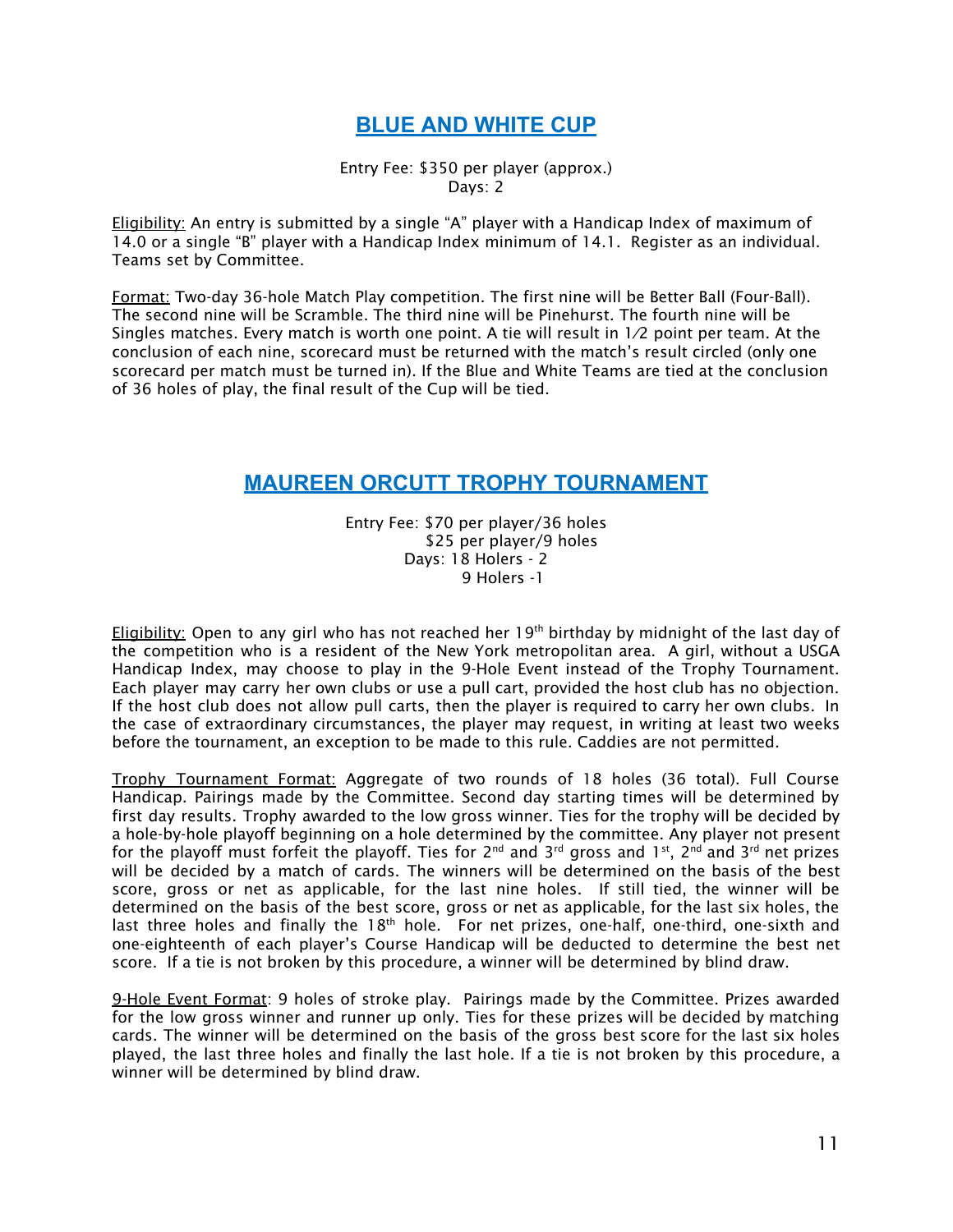# BLUE AND WHITE CUP

Entry Fee: $350 per player (approx.)
Days: 2

Eligibility: An entry is submitted by a single "A" player with a Handicap Index of maximum of 14.0 or a single "B" player with a Handicap Index minimum of 14.1. Register as an individual. Teams set by Committee.

Format: Two-day 36-hole Match Play competition. The first nine will be Better Ball (Four-Ball). The second nine will be Scramble. The third nine will be Pinehurst. The fourth nine will be Singles matches. Every match is worth one point. A tie will result in 1⁄2 point per team. At the conclusion of each nine, scorecard must be returned with the match's result circled (only one scorecard per match must be turned in). If the Blue and White Teams are tied at the conclusion of 36 holes of play, the final result of the Cup will be tied.

# MAUREEN ORCUTT TROPHY TOURNAMENT

Entry Fee: $70 per player/36 holes
$25 per player/9 holes
Days: 18 Holers - 2
9 Holers -1

Eligibility: Open to any girl who has not reached her 19th birthday by midnight of the last day of the competition who is a resident of the New York metropolitan area. A girl, without a USGA Handicap Index, may choose to play in the 9-Hole Event instead of the Trophy Tournament. Each player may carry her own clubs or use a pull cart, provided the host club has no objection. If the host club does not allow pull carts, then the player is required to carry her own clubs. In the case of extraordinary circumstances, the player may request, in writing at least two weeks before the tournament, an exception to be made to this rule. Caddies are not permitted.

Trophy Tournament Format: Aggregate of two rounds of 18 holes (36 total). Full Course Handicap. Pairings made by the Committee. Second day starting times will be determined by first day results. Trophy awarded to the low gross winner. Ties for the trophy will be decided by a hole-by-hole playoff beginning on a hole determined by the committee. Any player not present for the playoff must forfeit the playoff. Ties for 2nd and 3rd gross and 1st, 2nd and 3rd net prizes will be decided by a match of cards. The winners will be determined on the basis of the best score, gross or net as applicable, for the last nine holes. If still tied, the winner will be determined on the basis of the best score, gross or net as applicable, for the last six holes, the last three holes and finally the 18th hole. For net prizes, one-half, one-third, one-sixth and one-eighteenth of each player's Course Handicap will be deducted to determine the best net score. If a tie is not broken by this procedure, a winner will be determined by blind draw.

9-Hole Event Format: 9 holes of stroke play. Pairings made by the Committee. Prizes awarded for the low gross winner and runner up only. Ties for these prizes will be decided by matching cards. The winner will be determined on the basis of the gross best score for the last six holes played, the last three holes and finally the last hole. If a tie is not broken by this procedure, a winner will be determined by blind draw.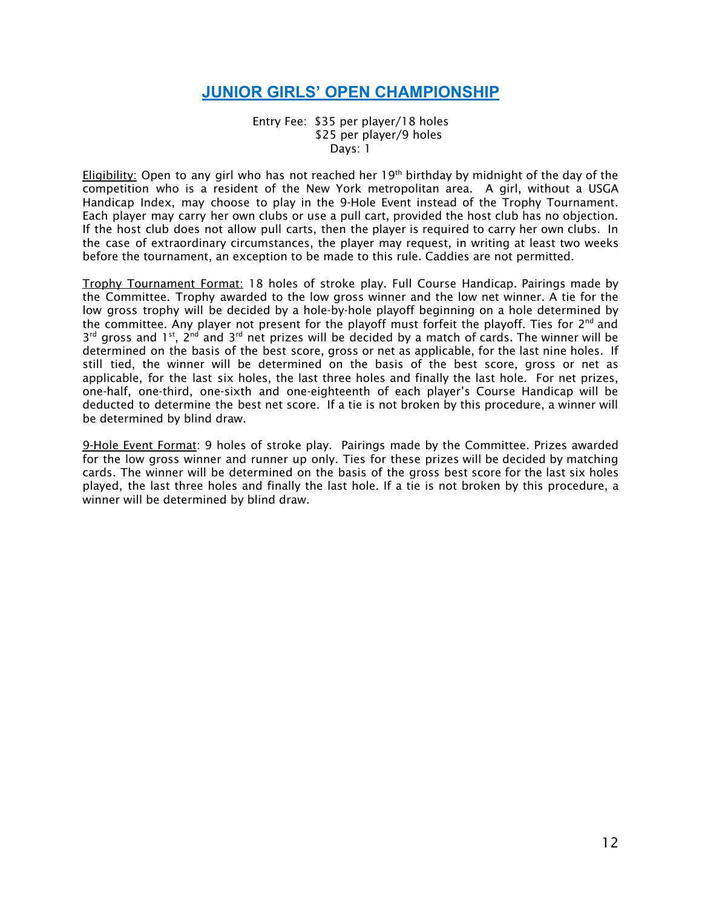## JUNIOR GIRLS' OPEN CHAMPIONSHIP

Entry Fee: $35 per player/18 holes
$25 per player/9 holes
Days: 1

Eligibility: Open to any girl who has not reached her 19th birthday by midnight of the day of the competition who is a resident of the New York metropolitan area. A girl, without a USGA Handicap Index, may choose to play in the 9-Hole Event instead of the Trophy Tournament. Each player may carry her own clubs or use a pull cart, provided the host club has no objection. If the host club does not allow pull carts, then the player is required to carry her own clubs. In the case of extraordinary circumstances, the player may request, in writing at least two weeks before the tournament, an exception to be made to this rule. Caddies are not permitted.

Trophy Tournament Format: 18 holes of stroke play. Full Course Handicap. Pairings made by the Committee. Trophy awarded to the low gross winner and the low net winner. A tie for the low gross trophy will be decided by a hole-by-hole playoff beginning on a hole determined by the committee. Any player not present for the playoff must forfeit the playoff. Ties for 2nd and 3rd gross and 1st, 2nd and 3rd net prizes will be decided by a match of cards. The winner will be determined on the basis of the best score, gross or net as applicable, for the last nine holes. If still tied, the winner will be determined on the basis of the best score, gross or net as applicable, for the last six holes, the last three holes and finally the last hole. For net prizes, one-half, one-third, one-sixth and one-eighteenth of each player's Course Handicap will be deducted to determine the best net score. If a tie is not broken by this procedure, a winner will be determined by blind draw.

9-Hole Event Format: 9 holes of stroke play. Pairings made by the Committee. Prizes awarded for the low gross winner and runner up only. Ties for these prizes will be decided by matching cards. The winner will be determined on the basis of the gross best score for the last six holes played, the last three holes and finally the last hole. If a tie is not broken by this procedure, a winner will be determined by blind draw.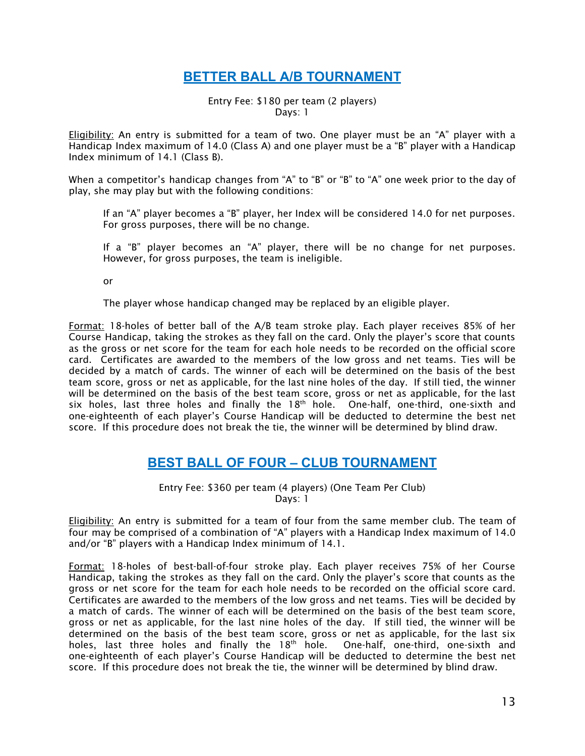## BETTER BALL A/B TOURNAMENT

Entry Fee: $180 per team (2 players)
Days: 1

Eligibility: An entry is submitted for a team of two. One player must be an "A" player with a Handicap Index maximum of 14.0 (Class A) and one player must be a "B" player with a Handicap Index minimum of 14.1 (Class B).

When a competitor's handicap changes from "A" to "B" or "B" to "A" one week prior to the day of play, she may play but with the following conditions:

> If an "A" player becomes a "B" player, her Index will be considered 14.0 for net purposes. For gross purposes, there will be no change.
>
> If a "B" player becomes an "A" player, there will be no change for net purposes. However, for gross purposes, the team is ineligible.
>
> or
>
> The player whose handicap changed may be replaced by an eligible player.

Format: 18-holes of better ball of the A/B team stroke play. Each player receives 85% of her Course Handicap, taking the strokes as they fall on the card. Only the player's score that counts as the gross or net score for the team for each hole needs to be recorded on the official score card. Certificates are awarded to the members of the low gross and net teams. Ties will be decided by a match of cards. The winner of each will be determined on the basis of the best team score, gross or net as applicable, for the last nine holes of the day. If still tied, the winner will be determined on the basis of the best team score, gross or net as applicable, for the last six holes, last three holes and finally the 18th hole. One-half, one-third, one-sixth and one-eighteenth of each player's Course Handicap will be deducted to determine the best net score. If this procedure does not break the tie, the winner will be determined by blind draw.

## BEST BALL OF FOUR – CLUB TOURNAMENT

Entry Fee: $360 per team (4 players) (One Team Per Club)
Days: 1

Eligibility: An entry is submitted for a team of four from the same member club. The team of four may be comprised of a combination of "A" players with a Handicap Index maximum of 14.0 and/or "B" players with a Handicap Index minimum of 14.1.

Format: 18-holes of best-ball-of-four stroke play. Each player receives 75% of her Course Handicap, taking the strokes as they fall on the card. Only the player's score that counts as the gross or net score for the team for each hole needs to be recorded on the official score card. Certificates are awarded to the members of the low gross and net teams. Ties will be decided by a match of cards. The winner of each will be determined on the basis of the best team score, gross or net as applicable, for the last nine holes of the day. If still tied, the winner will be determined on the basis of the best team score, gross or net as applicable, for the last six holes, last three holes and finally the 18th hole. One-half, one-third, one-sixth and one-eighteenth of each player's Course Handicap will be deducted to determine the best net score. If this procedure does not break the tie, the winner will be determined by blind draw.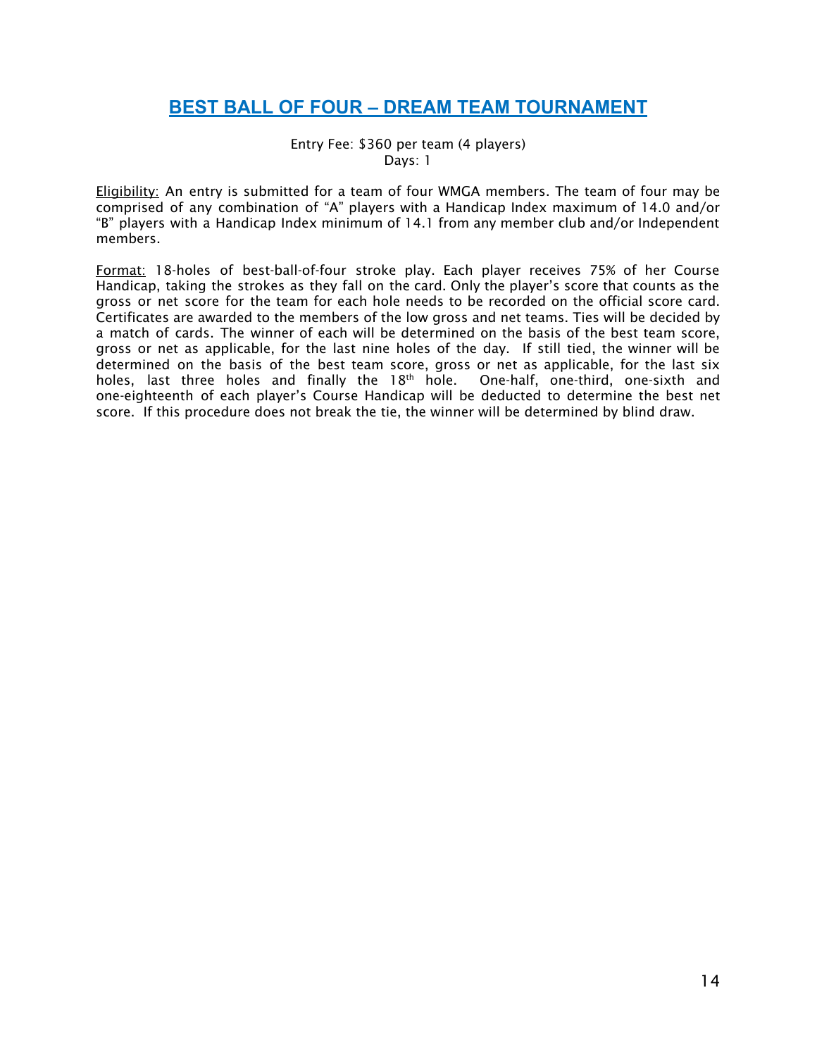## BEST BALL OF FOUR – DREAM TEAM TOURNAMENT

Entry Fee: $360 per team (4 players)
Days: 1

Eligibility: An entry is submitted for a team of four WMGA members. The team of four may be comprised of any combination of "A" players with a Handicap Index maximum of 14.0 and/or "B" players with a Handicap Index minimum of 14.1 from any member club and/or Independent members.

Format: 18-holes of best-ball-of-four stroke play. Each player receives 75% of her Course Handicap, taking the strokes as they fall on the card. Only the player's score that counts as the gross or net score for the team for each hole needs to be recorded on the official score card. Certificates are awarded to the members of the low gross and net teams. Ties will be decided by a match of cards. The winner of each will be determined on the basis of the best team score, gross or net as applicable, for the last nine holes of the day. If still tied, the winner will be determined on the basis of the best team score, gross or net as applicable, for the last six holes, last three holes and finally the 18th hole. One-half, one-third, one-sixth and one-eighteenth of each player's Course Handicap will be deducted to determine the best net score. If this procedure does not break the tie, the winner will be determined by blind draw.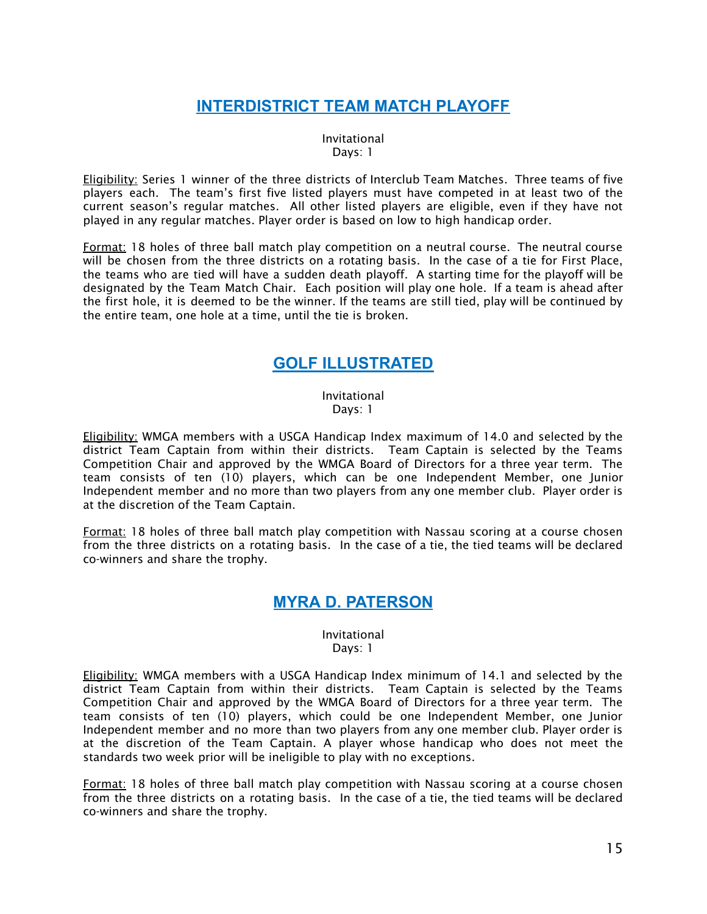## INTERDISTRICT TEAM MATCH PLAYOFF

Invitational
Days: 1

Eligibility: Series 1 winner of the three districts of Interclub Team Matches. Three teams of five players each. The team's first five listed players must have competed in at least two of the current season's regular matches. All other listed players are eligible, even if they have not played in any regular matches. Player order is based on low to high handicap order.

Format: 18 holes of three ball match play competition on a neutral course. The neutral course will be chosen from the three districts on a rotating basis. In the case of a tie for First Place, the teams who are tied will have a sudden death playoff. A starting time for the playoff will be designated by the Team Match Chair. Each position will play one hole. If a team is ahead after the first hole, it is deemed to be the winner. If the teams are still tied, play will be continued by the entire team, one hole at a time, until the tie is broken.

## GOLF ILLUSTRATED

Invitational
Days: 1

Eligibility: WMGA members with a USGA Handicap Index maximum of 14.0 and selected by the district Team Captain from within their districts. Team Captain is selected by the Teams Competition Chair and approved by the WMGA Board of Directors for a three year term. The team consists of ten (10) players, which can be one Independent Member, one Junior Independent member and no more than two players from any one member club. Player order is at the discretion of the Team Captain.

Format: 18 holes of three ball match play competition with Nassau scoring at a course chosen from the three districts on a rotating basis. In the case of a tie, the tied teams will be declared co-winners and share the trophy.

## MYRA D. PATERSON

Invitational
Days: 1

Eligibility: WMGA members with a USGA Handicap Index minimum of 14.1 and selected by the district Team Captain from within their districts. Team Captain is selected by the Teams Competition Chair and approved by the WMGA Board of Directors for a three year term. The team consists of ten (10) players, which could be one Independent Member, one Junior Independent member and no more than two players from any one member club. Player order is at the discretion of the Team Captain. A player whose handicap who does not meet the standards two week prior will be ineligible to play with no exceptions.

Format: 18 holes of three ball match play competition with Nassau scoring at a course chosen from the three districts on a rotating basis. In the case of a tie, the tied teams will be declared co-winners and share the trophy.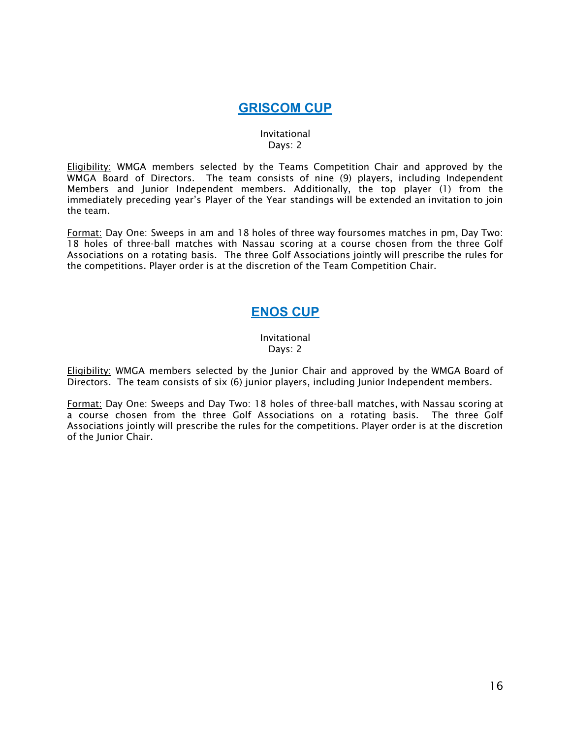## GRISCOM CUP

Invitational
Days: 2

Eligibility: WMGA members selected by the Teams Competition Chair and approved by the WMGA Board of Directors. The team consists of nine (9) players, including Independent Members and Junior Independent members. Additionally, the top player (1) from the immediately preceding year's Player of the Year standings will be extended an invitation to join the team.

Format: Day One: Sweeps in am and 18 holes of three way foursomes matches in pm, Day Two: 18 holes of three-ball matches with Nassau scoring at a course chosen from the three Golf Associations on a rotating basis. The three Golf Associations jointly will prescribe the rules for the competitions. Player order is at the discretion of the Team Competition Chair.

## ENOS CUP

Invitational
Days: 2

Eligibility: WMGA members selected by the Junior Chair and approved by the WMGA Board of Directors. The team consists of six (6) junior players, including Junior Independent members.

Format: Day One: Sweeps and Day Two: 18 holes of three-ball matches, with Nassau scoring at a course chosen from the three Golf Associations on a rotating basis. The three Golf Associations jointly will prescribe the rules for the competitions. Player order is at the discretion of the Junior Chair.